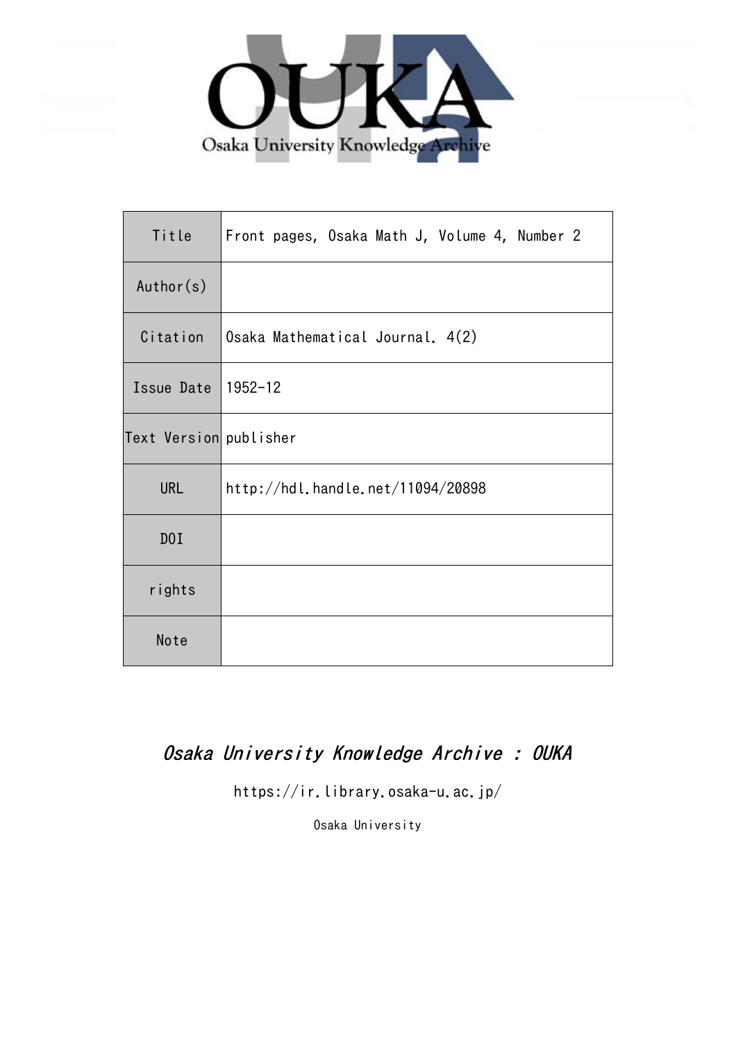OUKA

Osaka University Knowledge Archive

| Title | Front pages, Osaka Math J, Volume 4, Number 2 |
| --- | --- |
| Author(s) | |
| Citation | Osaka Mathematical Journal. 4(2) |
| Issue Date | 1952-12 |
| Text Version | publisher |
| URL | http://hdl.handle.net/11094/20898 |
| DOI | |
| rights | |
| Note | |

*Osaka University Knowledge Archive : OUKA*

https://ir.library.osaka-u.ac.jp/

Osaka University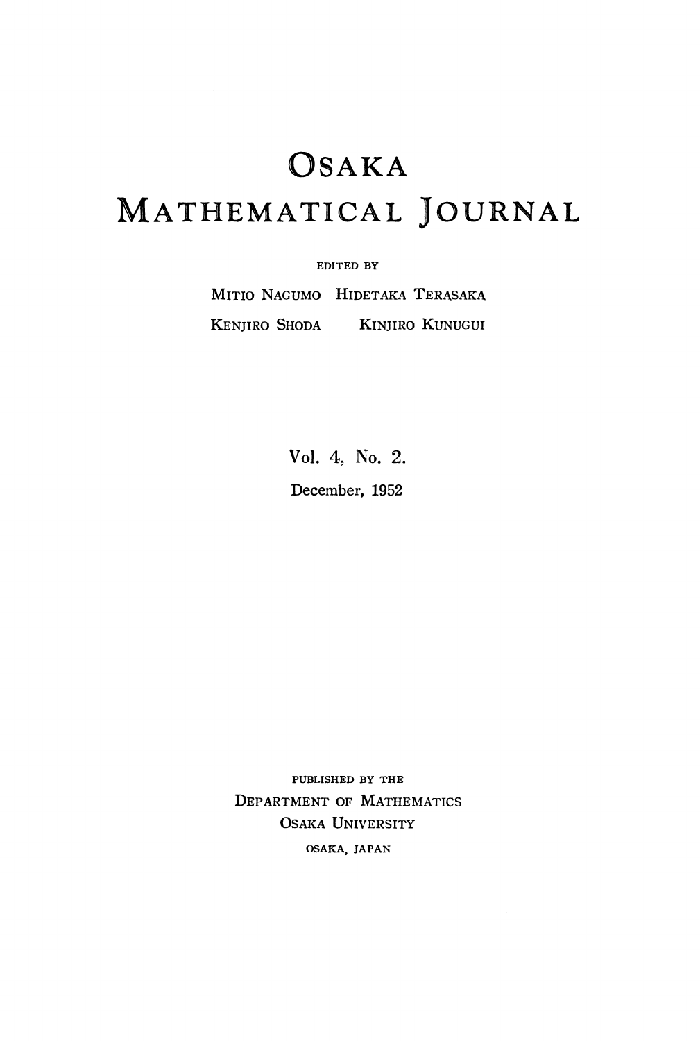# OSAKA

# MATHEMATICAL JOURNAL

EDITED BY

MITIO NAGUMO HIDETAKA TERASAKA

KENJIRO SHODA KINJIRO KUNUGUI

Vol. 4, No. 2.

December, 1952

PUBLISHED BY THE

DEPARTMENT OF MATHEMATICS

OSAKA UNIVERSITY

OSAKA, JAPAN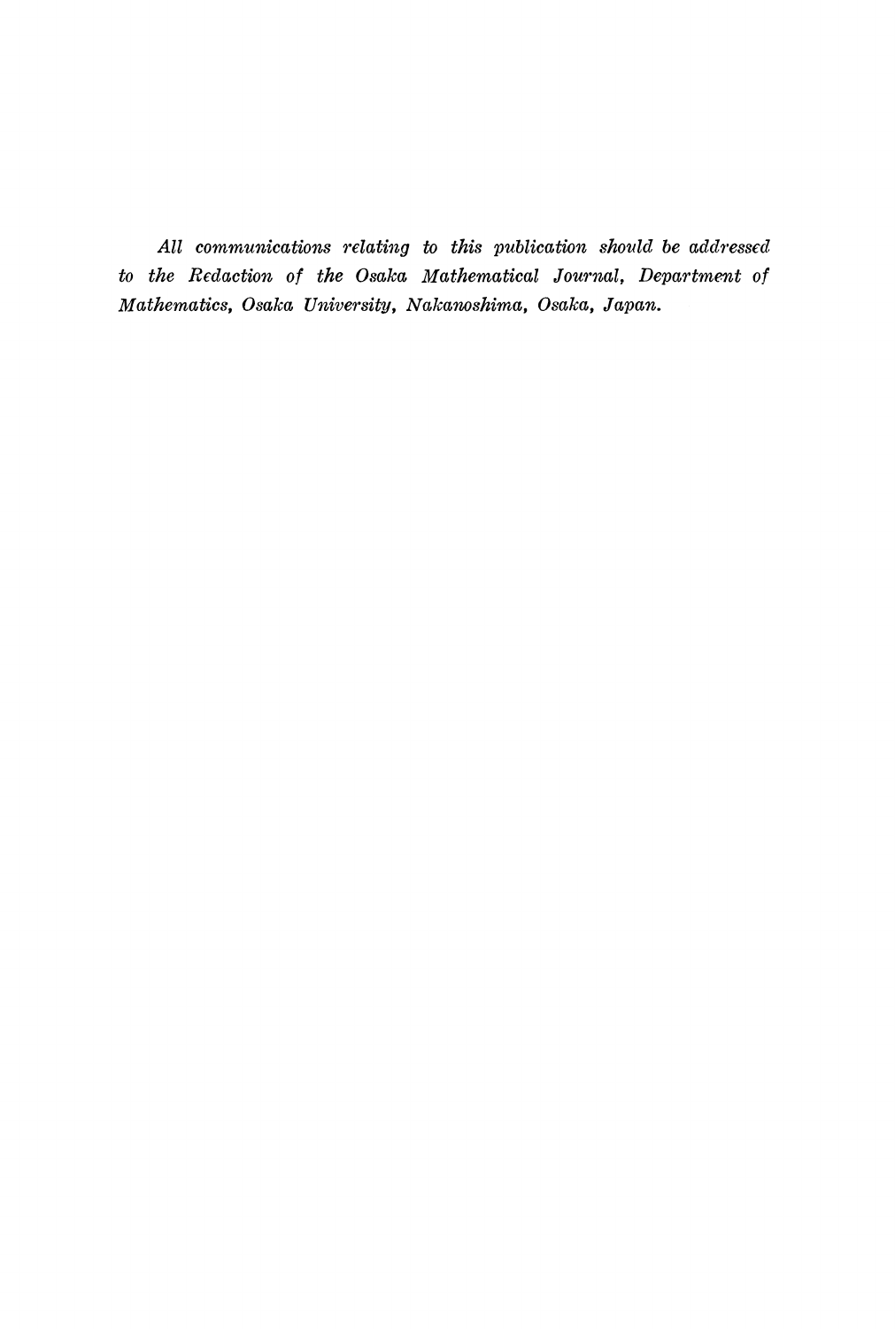*All communications relating to this publication should be addressed to the Redaction of the Osaka Mathematical Journal, Department of Mathematics, Osaka University, Nakanoshima, Osaka, Japan.*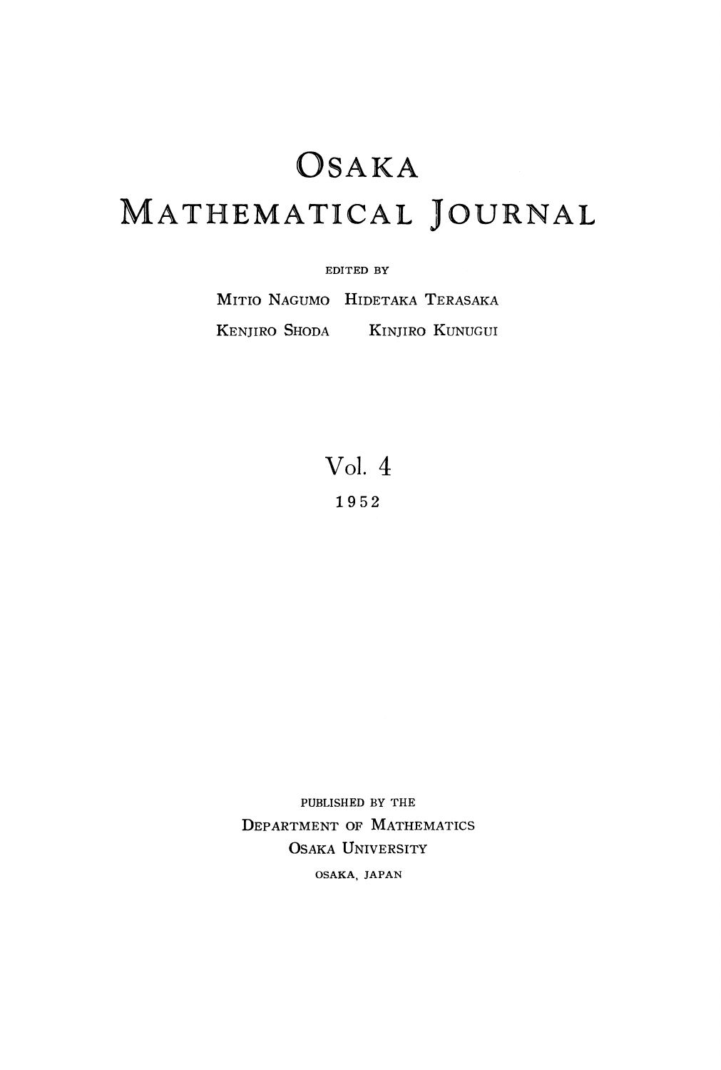# OSAKA MATHEMATICAL JOURNAL

EDITED BY

MITIO NAGUMO HIDETAKA TERASAKA

KENJIRO SHODA KINJIRO KUNUGUI

Vol. 4

1952

PUBLISHED BY THE

DEPARTMENT OF MATHEMATICS

OSAKA UNIVERSITY

OSAKA, JAPAN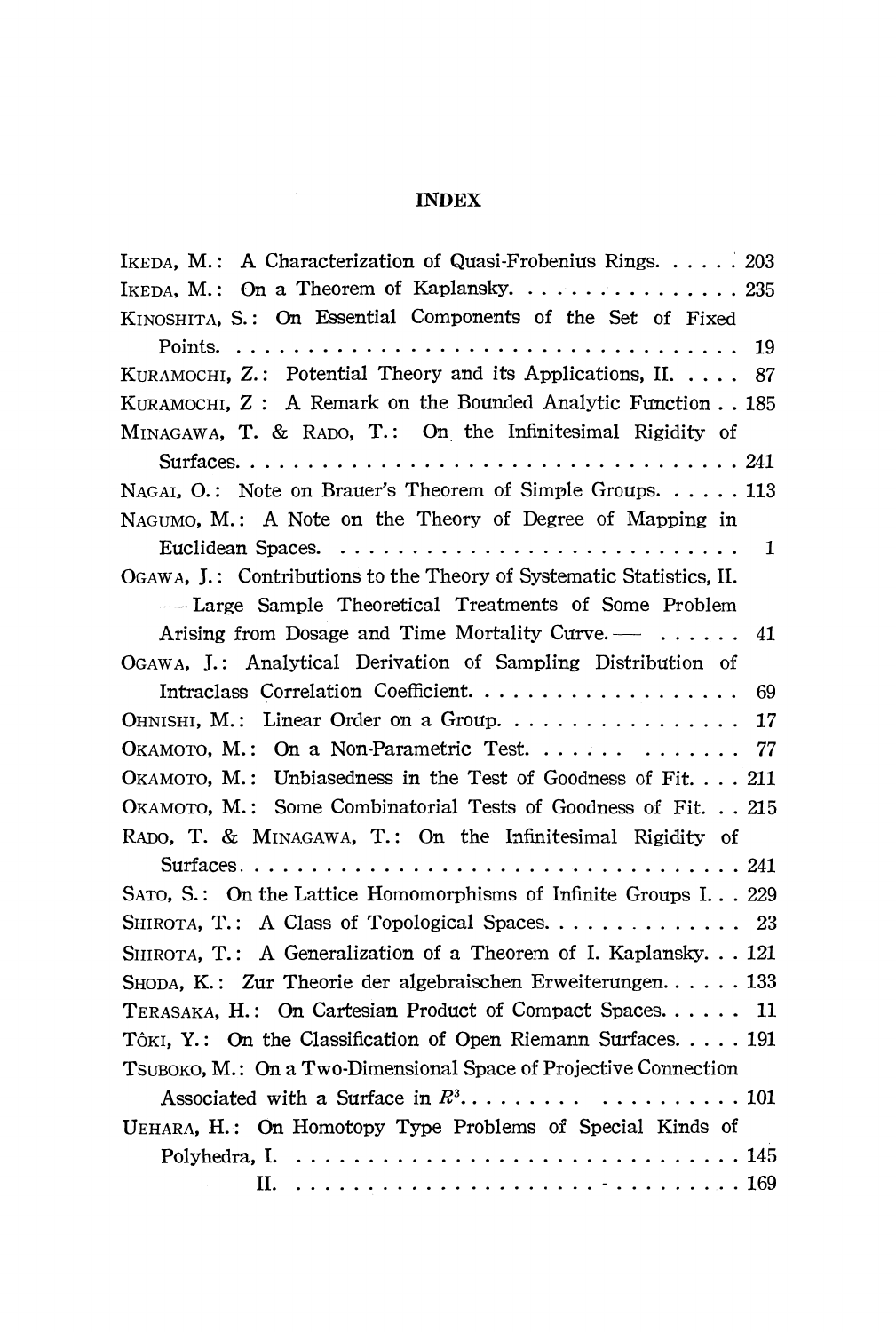# INDEX

IKEDA, M.: A Characterization of Quasi-Frobenius Rings. . . . . . 203

IKEDA, M.: On a Theorem of Kaplansky. . . . . . . . . . . . . . . . 235

KINOSHITA, S.: On Essential Components of the Set of Fixed Points. . . . . . . . . . . . . . . . . . . . . . . . . . . . . . . . . 19

KURAMOCHI, Z.: Potential Theory and its Applications, II. . . . . 87

KURAMOCHI, Z : A Remark on the Bounded Analytic Function . . 185

MINAGAWA, T. & RADO, T.: On the Infinitesimal Rigidity of Surfaces. . . . . . . . . . . . . . . . . . . . . . . . . . . . . . . . . 241

NAGAI, O.: Note on Brauer's Theorem of Simple Groups. . . . . . 113

NAGUMO, M.: A Note on the Theory of Degree of Mapping in Euclidean Spaces. . . . . . . . . . . . . . . . . . . . . . . . . . . 1

OGAWA, J.: Contributions to the Theory of Systematic Statistics, II. — Large Sample Theoretical Treatments of Some Problem Arising from Dosage and Time Mortality Curve. — . . . . . . 41

OGAWA, J.: Analytical Derivation of Sampling Distribution of Intraclass Correlation Coefficient. . . . . . . . . . . . . . . . . . 69

OHNISHI, M.: Linear Order on a Group. . . . . . . . . . . . . . . . 17

OKAMOTO, M.: On a Non-Parametric Test. . . . . . . . . . . . . . 77

OKAMOTO, M.: Unbiasedness in the Test of Goodness of Fit. . . . 211

OKAMOTO, M.: Some Combinatorial Tests of Goodness of Fit. . . 215

RADO, T. & MINAGAWA, T.: On the Infinitesimal Rigidity of Surfaces. . . . . . . . . . . . . . . . . . . . . . . . . . . . . . . . . 241

SATO, S.: On the Lattice Homomorphisms of Infinite Groups I. . . 229

SHIROTA, T.: A Class of Topological Spaces. . . . . . . . . . . . . 23

SHIROTA, T.: A Generalization of a Theorem of I. Kaplansky. . . 121

SHODA, K.: Zur Theorie der algebraischen Erweiterungen. . . . . . 133

TERASAKA, H.: On Cartesian Product of Compact Spaces. . . . . . 11

TÔKI, Y.: On the Classification of Open Riemann Surfaces. . . . . 191

TSUBOKO, M.: On a Two-Dimensional Space of Projective Connection Associated with a Surface in $R^3$. . . . . . . . . . . . . . . . . . 101

UEHARA, H.: On Homotopy Type Problems of Special Kinds of Polyhedra, I. . . . . . . . . . . . . . . . . . . . . . . . . . . . . . 145

II. . . . . . . . . . . . . . . . . . . . . . . . . . . . . . . 169